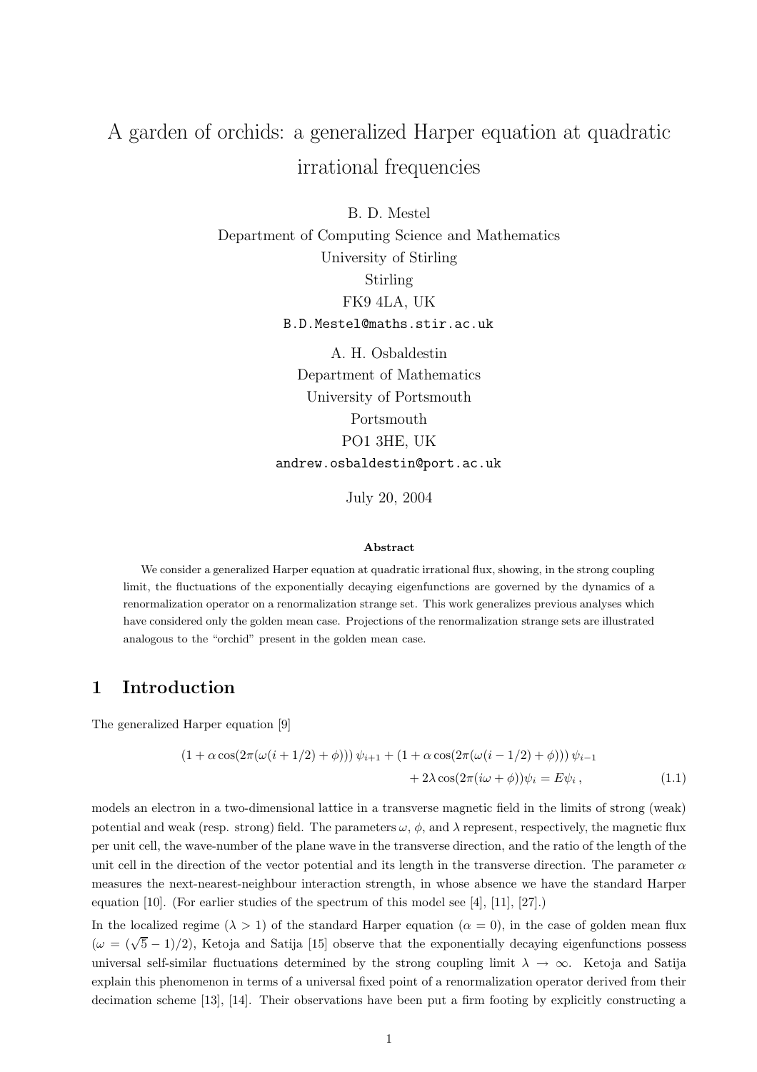# A garden of orchids: a generalized Harper equation at quadratic irrational frequencies

B. D. Mestel
Department of Computing Science and Mathematics
University of Stirling
Stirling
FK9 4LA, UK
B.D.Mestel@maths.stir.ac.uk

A. H. Osbaldestin
Department of Mathematics
University of Portsmouth
Portsmouth
PO1 3HE, UK
andrew.osbaldestin@port.ac.uk

July 20, 2004

**Abstract**

We consider a generalized Harper equation at quadratic irrational flux, showing, in the strong coupling limit, the fluctuations of the exponentially decaying eigenfunctions are governed by the dynamics of a renormalization operator on a renormalization strange set. This work generalizes previous analyses which have considered only the golden mean case. Projections of the renormalization strange sets are illustrated analogous to the "orchid" present in the golden mean case.

## 1 Introduction

The generalized Harper equation [9]

$$
\begin{aligned}
(1 + \alpha \cos(2\pi(\omega(i + 1/2) + \phi)))\, \psi_{i+1} + (1 + \alpha \cos(2\pi(\omega(i - 1/2) + \phi)))\, \psi_{i-1} \\
+ 2\lambda \cos(2\pi(i\omega + \phi))\psi_i = E\psi_i\,,
\end{aligned}
\tag{1.1}
$$

models an electron in a two-dimensional lattice in a transverse magnetic field in the limits of strong (weak) potential and weak (resp. strong) field. The parameters $\omega$, $\phi$, and $\lambda$ represent, respectively, the magnetic flux per unit cell, the wave-number of the plane wave in the transverse direction, and the ratio of the length of the unit cell in the direction of the vector potential and its length in the transverse direction. The parameter $\alpha$ measures the next-nearest-neighbour interaction strength, in whose absence we have the standard Harper equation [10]. (For earlier studies of the spectrum of this model see [4], [11], [27].)

In the localized regime ($\lambda > 1$) of the standard Harper equation ($\alpha = 0$), in the case of golden mean flux ($\omega = (\sqrt{5} - 1)/2$), Ketoja and Satija [15] observe that the exponentially decaying eigenfunctions possess universal self-similar fluctuations determined by the strong coupling limit $\lambda \to \infty$. Ketoja and Satija explain this phenomenon in terms of a universal fixed point of a renormalization operator derived from their decimation scheme [13], [14]. Their observations have been put a firm footing by explicitly constructing a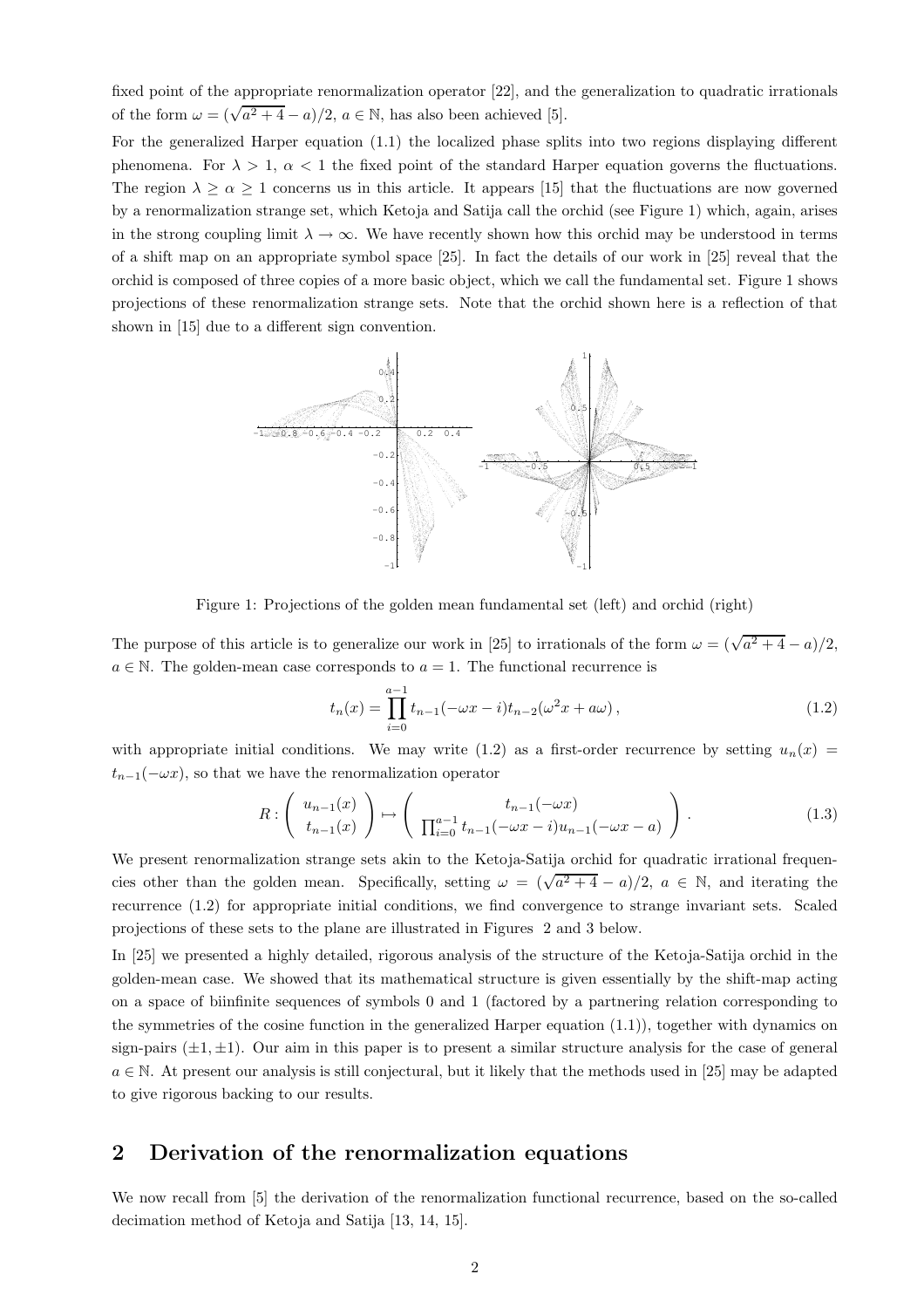fixed point of the appropriate renormalization operator [22], and the generalization to quadratic irrationals of the form $\omega = (\sqrt{a^2+4} - a)/2$, $a \in \mathbb{N}$, has also been achieved [5].

For the generalized Harper equation (1.1) the localized phase splits into two regions displaying different phenomena. For $\lambda > 1$, $\alpha < 1$ the fixed point of the standard Harper equation governs the fluctuations. The region $\lambda \geq \alpha \geq 1$ concerns us in this article. It appears [15] that the fluctuations are now governed by a renormalization strange set, which Ketoja and Satija call the orchid (see Figure 1) which, again, arises in the strong coupling limit $\lambda \to \infty$. We have recently shown how this orchid may be understood in terms of a shift map on an appropriate symbol space [25]. In fact the details of our work in [25] reveal that the orchid is composed of three copies of a more basic object, which we call the fundamental set. Figure 1 shows projections of these renormalization strange sets. Note that the orchid shown here is a reflection of that shown in [15] due to a different sign convention.

Figure 1: Projections of the golden mean fundamental set (left) and orchid (right)

The purpose of this article is to generalize our work in [25] to irrationals of the form $\omega = (\sqrt{a^2+4} - a)/2$, $a \in \mathbb{N}$. The golden-mean case corresponds to $a = 1$. The functional recurrence is

$$t_n(x) = \prod_{i=0}^{a-1} t_{n-1}(-\omega x - i) t_{n-2}(\omega^2 x + a\omega)\,, \tag{1.2}$$

with appropriate initial conditions. We may write (1.2) as a first-order recurrence by setting $u_n(x) = t_{n-1}(-\omega x)$, so that we have the renormalization operator

$$R : \begin{pmatrix} u_{n-1}(x) \\ t_{n-1}(x) \end{pmatrix} \mapsto \begin{pmatrix} t_{n-1}(-\omega x) \\ \prod_{i=0}^{a-1} t_{n-1}(-\omega x - i) u_{n-1}(-\omega x - a) \end{pmatrix}. \tag{1.3}$$

We present renormalization strange sets akin to the Ketoja-Satija orchid for quadratic irrational frequencies other than the golden mean. Specifically, setting $\omega = (\sqrt{a^2+4} - a)/2$, $a \in \mathbb{N}$, and iterating the recurrence (1.2) for appropriate initial conditions, we find convergence to strange invariant sets. Scaled projections of these sets to the plane are illustrated in Figures 2 and 3 below.

In [25] we presented a highly detailed, rigorous analysis of the structure of the Ketoja-Satija orchid in the golden-mean case. We showed that its mathematical structure is given essentially by the shift-map acting on a space of biinfinite sequences of symbols 0 and 1 (factored by a partnering relation corresponding to the symmetries of the cosine function in the generalized Harper equation (1.1)), together with dynamics on sign-pairs $(\pm 1, \pm 1)$. Our aim in this paper is to present a similar structure analysis for the case of general $a \in \mathbb{N}$. At present our analysis is still conjectural, but it likely that the methods used in [25] may be adapted to give rigorous backing to our results.

## 2 Derivation of the renormalization equations

We now recall from [5] the derivation of the renormalization functional recurrence, based on the so-called decimation method of Ketoja and Satija [13, 14, 15].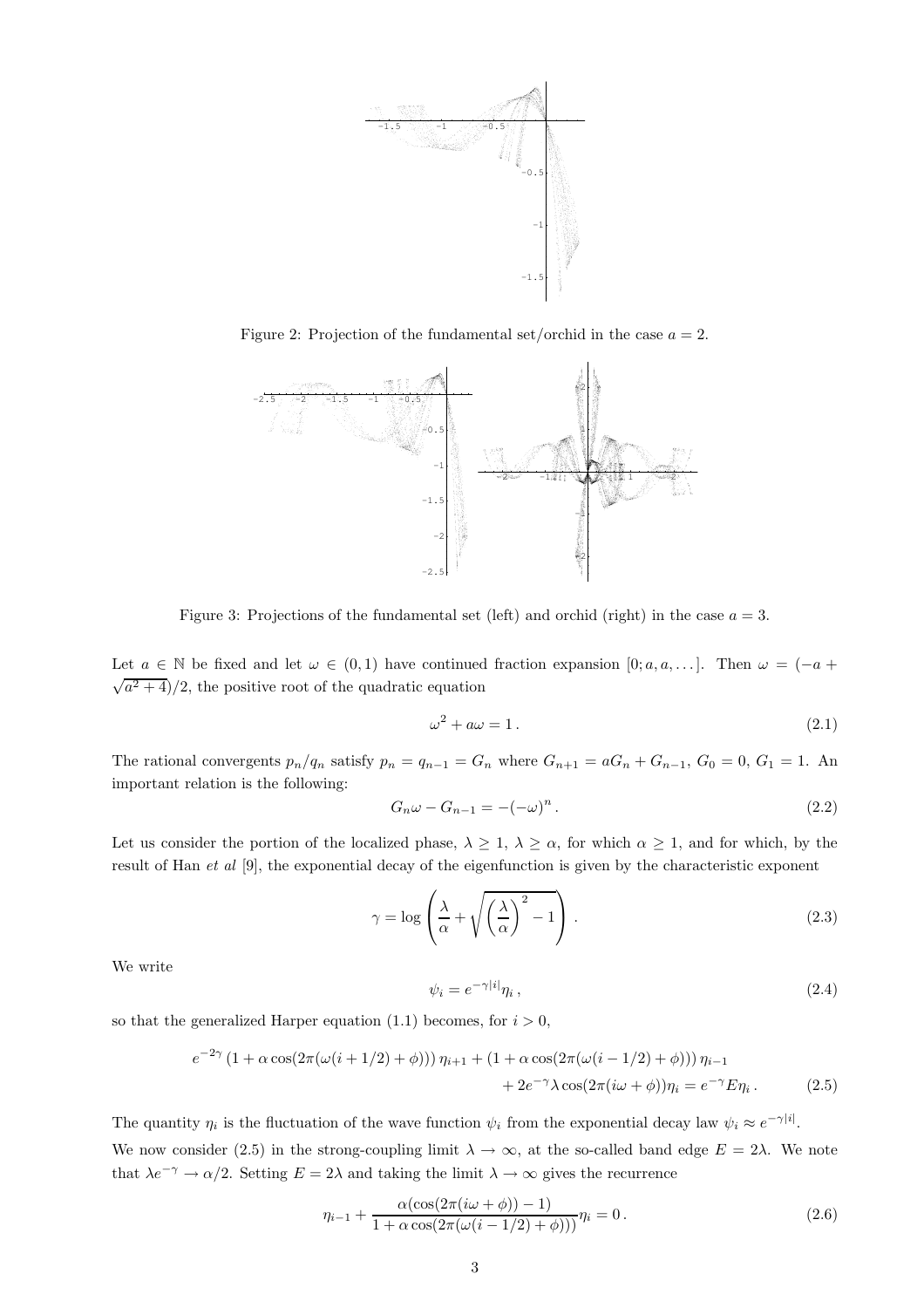Figure 2: Projection of the fundamental set/orchid in the case $a = 2$.

Figure 3: Projections of the fundamental set (left) and orchid (right) in the case $a = 3$.

Let $a \in \mathbb{N}$ be fixed and let $\omega \in (0,1)$ have continued fraction expansion $[0; a, a, \ldots]$. Then $\omega = (-a + \sqrt{a^2+4})/2$, the positive root of the quadratic equation

$$\omega^2 + a\omega = 1\,. \tag{2.1}$$

The rational convergents $p_n/q_n$ satisfy $p_n = q_{n-1} = G_n$ where $G_{n+1} = aG_n + G_{n-1}$, $G_0 = 0$, $G_1 = 1$. An important relation is the following:

$$G_n\omega - G_{n-1} = -(-\omega)^n\,. \tag{2.2}$$

Let us consider the portion of the localized phase, $\lambda \geq 1$, $\lambda \geq \alpha$, for which $\alpha \geq 1$, and for which, by the result of Han *et al* [9], the exponential decay of the eigenfunction is given by the characteristic exponent

$$\gamma = \log\left(\frac{\lambda}{\alpha} + \sqrt{\left(\frac{\lambda}{\alpha}\right)^2 - 1}\right)\,. \tag{2.3}$$

We write

$$\psi_i = e^{-\gamma|i|}\eta_i\,, \tag{2.4}$$

so that the generalized Harper equation (1.1) becomes, for $i > 0$,

$$\begin{aligned} e^{-2\gamma}\left(1 + \alpha\cos(2\pi(\omega(i+1/2)+\phi))\right)\eta_{i+1} + \left(1 + \alpha\cos(2\pi(\omega(i-1/2)+\phi))\right)\eta_{i-1} \\ + 2e^{-\gamma}\lambda\cos(2\pi(i\omega+\phi))\eta_i = e^{-\gamma}E\eta_i\,. \end{aligned} \tag{2.5}$$

The quantity $\eta_i$ is the fluctuation of the wave function $\psi_i$ from the exponential decay law $\psi_i \approx e^{-\gamma|i|}$.

We now consider (2.5) in the strong-coupling limit $\lambda \to \infty$, at the so-called band edge $E = 2\lambda$. We note that $\lambda e^{-\gamma} \to \alpha/2$. Setting $E = 2\lambda$ and taking the limit $\lambda \to \infty$ gives the recurrence

$$\eta_{i-1} + \frac{\alpha(\cos(2\pi(i\omega+\phi)) - 1)}{1 + \alpha\cos(2\pi(\omega(i-1/2)+\phi)))}\eta_i = 0\,. \tag{2.6}$$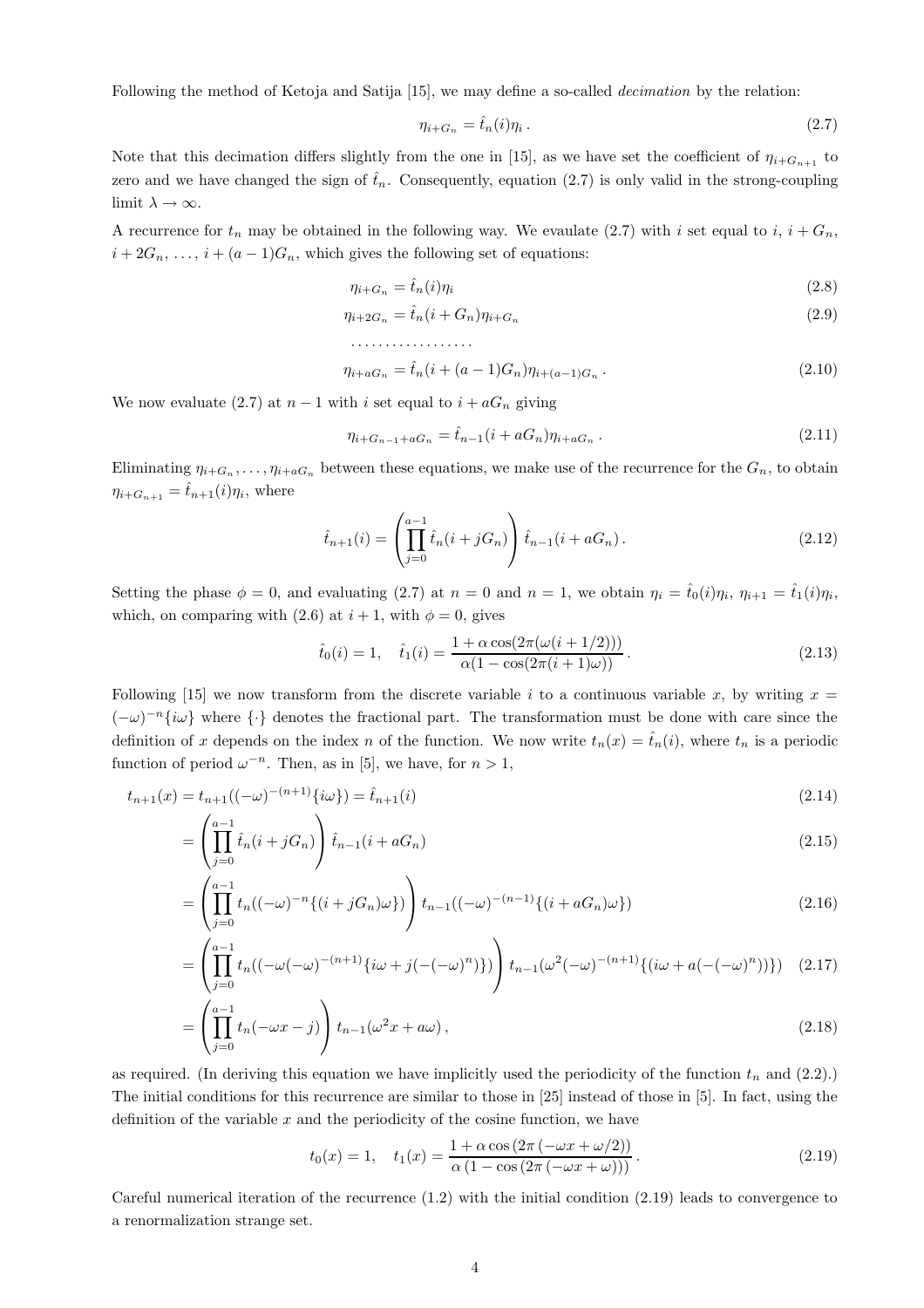Following the method of Ketoja and Satija [15], we may define a so-called *decimation* by the relation:

$$\eta_{i+G_n} = \hat{t}_n(i)\eta_i \,. \tag{2.7}$$

Note that this decimation differs slightly from the one in [15], as we have set the coefficient of $\eta_{i+G_{n+1}}$ to zero and we have changed the sign of $\hat{t}_n$. Consequently, equation (2.7) is only valid in the strong-coupling limit $\lambda \to \infty$.

A recurrence for $t_n$ may be obtained in the following way. We evaulate (2.7) with $i$ set equal to $i$, $i + G_n$, $i + 2G_n$, …, $i + (a-1)G_n$, which gives the following set of equations:

$$\eta_{i+G_n} = \hat{t}_n(i)\eta_i \tag{2.8}$$

$$\eta_{i+2G_n} = \hat{t}_n(i+G_n)\eta_{i+G_n} \tag{2.9}$$

$$\cdots\cdots\cdots\cdots\cdots\cdots$$

$$\eta_{i+aG_n} = \hat{t}_n(i+(a-1)G_n)\eta_{i+(a-1)G_n} \,. \tag{2.10}$$

We now evaluate (2.7) at $n-1$ with $i$ set equal to $i + aG_n$ giving

$$\eta_{i+G_{n-1}+aG_n} = \hat{t}_{n-1}(i+aG_n)\eta_{i+aG_n} \,. \tag{2.11}$$

Eliminating $\eta_{i+G_n}, \ldots, \eta_{i+aG_n}$ between these equations, we make use of the recurrence for the $G_n$, to obtain $\eta_{i+G_{n+1}} = \hat{t}_{n+1}(i)\eta_i$, where

$$\hat{t}_{n+1}(i) = \left(\prod_{j=0}^{a-1} \hat{t}_n(i+jG_n)\right) \hat{t}_{n-1}(i+aG_n) \,. \tag{2.12}$$

Setting the phase $\phi = 0$, and evaluating (2.7) at $n = 0$ and $n = 1$, we obtain $\eta_i = \hat{t}_0(i)\eta_i$, $\eta_{i+1} = \hat{t}_1(i)\eta_i$, which, on comparing with (2.6) at $i+1$, with $\phi = 0$, gives

$$\hat{t}_0(i) = 1, \quad \hat{t}_1(i) = \frac{1 + \alpha\cos(2\pi(\omega(i+1/2)))}{\alpha(1-\cos(2\pi(i+1)\omega))} \,. \tag{2.13}$$

Following [15] we now transform from the discrete variable $i$ to a continuous variable $x$, by writing $x = (-\omega)^{-n}\{i\omega\}$ where $\{\cdot\}$ denotes the fractional part. The transformation must be done with care since the definition of $x$ depends on the index $n$ of the function. We now write $t_n(x) = \hat{t}_n(i)$, where $t_n$ is a periodic function of period $\omega^{-n}$. Then, as in [5], we have, for $n > 1$,

$$t_{n+1}(x) = t_{n+1}((-\omega)^{-(n+1)}\{i\omega\}) = \hat{t}_{n+1}(i) \tag{2.14}$$

$$= \left(\prod_{j=0}^{a-1} \hat{t}_n(i+jG_n)\right) \hat{t}_{n-1}(i+aG_n) \tag{2.15}$$

$$= \left(\prod_{j=0}^{a-1} t_n((-\omega)^{-n}\{(i+jG_n)\omega\})\right) t_{n-1}((-\omega)^{-(n-1)}\{(i+aG_n)\omega\}) \tag{2.16}$$

$$= \left(\prod_{j=0}^{a-1} t_n((-\omega(-\omega)^{-(n+1)}\{i\omega + j(-(-\omega)^n)\})\right) t_{n-1}(\omega^2(-\omega)^{-(n+1)}\{(i\omega + a(-(-\omega)^n))\}) \tag{2.17}$$

$$= \left(\prod_{j=0}^{a-1} t_n(-\omega x - j)\right) t_{n-1}(\omega^2 x + a\omega) \,, \tag{2.18}$$

as required. (In deriving this equation we have implicitly used the periodicity of the function $t_n$ and (2.2).) The initial conditions for this recurrence are similar to those in [25] instead of those in [5]. In fact, using the definition of the variable $x$ and the periodicity of the cosine function, we have

$$t_0(x) = 1, \quad t_1(x) = \frac{1 + \alpha\cos\left(2\pi\left(-\omega x + \omega/2\right)\right)}{\alpha\left(1 - \cos\left(2\pi\left(-\omega x + \omega\right)\right)\right)} \,. \tag{2.19}$$

Careful numerical iteration of the recurrence (1.2) with the initial condition (2.19) leads to convergence to a renormalization strange set.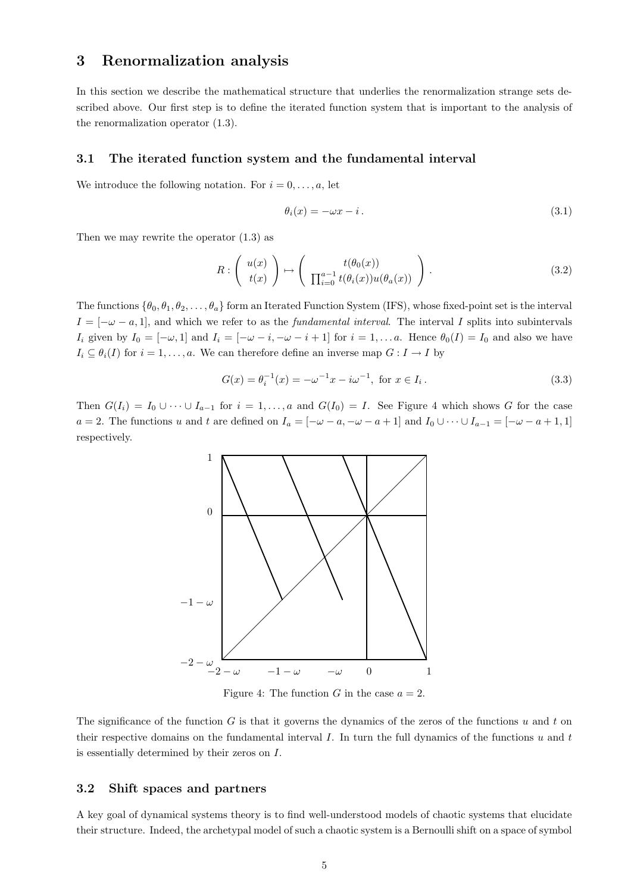## 3 Renormalization analysis

In this section we describe the mathematical structure that underlies the renormalization strange sets described above. Our first step is to define the iterated function system that is important to the analysis of the renormalization operator (1.3).

### 3.1 The iterated function system and the fundamental interval

We introduce the following notation. For $i = 0, \ldots, a$, let

$$\theta_i(x) = -\omega x - i\,. \tag{3.1}$$

Then we may rewrite the operator (1.3) as

$$R : \begin{pmatrix} u(x) \\ t(x) \end{pmatrix} \mapsto \begin{pmatrix} t(\theta_0(x)) \\ \prod_{i=0}^{a-1} t(\theta_i(x)) u(\theta_a(x)) \end{pmatrix}. \tag{3.2}$$

The functions $\{\theta_0, \theta_1, \theta_2, \ldots, \theta_a\}$ form an Iterated Function System (IFS), whose fixed-point set is the interval $I = [-\omega - a, 1]$, and which we refer to as the *fundamental interval*. The interval $I$ splits into subintervals $I_i$ given by $I_0 = [-\omega, 1]$ and $I_i = [-\omega - i, -\omega - i + 1]$ for $i = 1, \ldots a$. Hence $\theta_0(I) = I_0$ and also we have $I_i \subseteq \theta_i(I)$ for $i = 1, \ldots, a$. We can therefore define an inverse map $G : I \to I$ by

$$G(x) = \theta_i^{-1}(x) = -\omega^{-1}x - i\omega^{-1}, \text{ for } x \in I_i\,. \tag{3.3}$$

Then $G(I_i) = I_0 \cup \cdots \cup I_{a-1}$ for $i = 1, \ldots, a$ and $G(I_0) = I$. See Figure 4 which shows $G$ for the case $a = 2$. The functions $u$ and $t$ are defined on $I_a = [-\omega - a, -\omega - a + 1]$ and $I_0 \cup \cdots \cup I_{a-1} = [-\omega - a + 1, 1]$ respectively.

Figure 4: The function $G$ in the case $a = 2$.

The significance of the function $G$ is that it governs the dynamics of the zeros of the functions $u$ and $t$ on their respective domains on the fundamental interval $I$. In turn the full dynamics of the functions $u$ and $t$ is essentially determined by their zeros on $I$.

### 3.2 Shift spaces and partners

A key goal of dynamical systems theory is to find well-understood models of chaotic systems that elucidate their structure. Indeed, the archetypal model of such a chaotic system is a Bernoulli shift on a space of symbol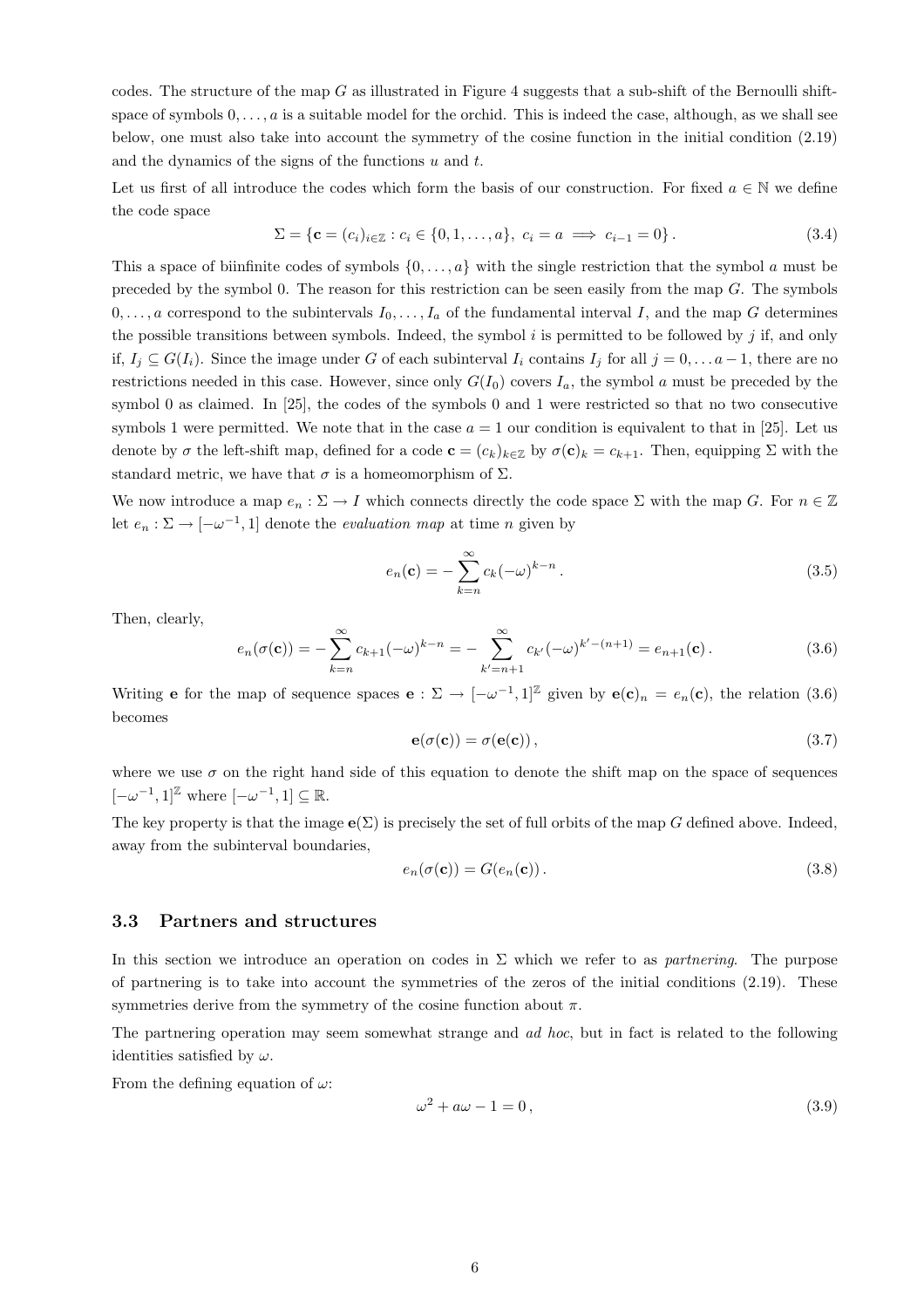codes. The structure of the map $G$ as illustrated in Figure 4 suggests that a sub-shift of the Bernoulli shift-space of symbols $0, \ldots, a$ is a suitable model for the orchid. This is indeed the case, although, as we shall see below, one must also take into account the symmetry of the cosine function in the initial condition (2.19) and the dynamics of the signs of the functions $u$ and $t$.

Let us first of all introduce the codes which form the basis of our construction. For fixed $a \in \mathbb{N}$ we define the code space

$$\Sigma = \{\mathbf{c} = (c_i)_{i \in \mathbb{Z}} : c_i \in \{0, 1, \ldots, a\},\ c_i = a \implies c_{i-1} = 0\}. \tag{3.4}$$

This a space of biinfinite codes of symbols $\{0, \ldots, a\}$ with the single restriction that the symbol $a$ must be preceded by the symbol 0. The reason for this restriction can be seen easily from the map $G$. The symbols $0, \ldots, a$ correspond to the subintervals $I_0, \ldots, I_a$ of the fundamental interval $I$, and the map $G$ determines the possible transitions between symbols. Indeed, the symbol $i$ is permitted to be followed by $j$ if, and only if, $I_j \subseteq G(I_i)$. Since the image under $G$ of each subinterval $I_i$ contains $I_j$ for all $j = 0, \ldots a-1$, there are no restrictions needed in this case. However, since only $G(I_0)$ covers $I_a$, the symbol $a$ must be preceded by the symbol 0 as claimed. In [25], the codes of the symbols 0 and 1 were restricted so that no two consecutive symbols 1 were permitted. We note that in the case $a = 1$ our condition is equivalent to that in [25]. Let us denote by $\sigma$ the left-shift map, defined for a code $\mathbf{c} = (c_k)_{k \in \mathbb{Z}}$ by $\sigma(\mathbf{c})_k = c_{k+1}$. Then, equipping $\Sigma$ with the standard metric, we have that $\sigma$ is a homeomorphism of $\Sigma$.

We now introduce a map $e_n : \Sigma \to I$ which connects directly the code space $\Sigma$ with the map $G$. For $n \in \mathbb{Z}$ let $e_n : \Sigma \to [-\omega^{-1}, 1]$ denote the *evaluation map* at time $n$ given by

$$e_n(\mathbf{c}) = -\sum_{k=n}^{\infty} c_k (-\omega)^{k-n}. \tag{3.5}$$

Then, clearly,

$$e_n(\sigma(\mathbf{c})) = -\sum_{k=n}^{\infty} c_{k+1} (-\omega)^{k-n} = -\sum_{k'=n+1}^{\infty} c_{k'} (-\omega)^{k'-(n+1)} = e_{n+1}(\mathbf{c}). \tag{3.6}$$

Writing $\mathbf{e}$ for the map of sequence spaces $\mathbf{e} : \Sigma \to [-\omega^{-1}, 1]^{\mathbb{Z}}$ given by $\mathbf{e}(\mathbf{c})_n = e_n(\mathbf{c})$, the relation (3.6) becomes

$$\mathbf{e}(\sigma(\mathbf{c})) = \sigma(\mathbf{e}(\mathbf{c})), \tag{3.7}$$

where we use $\sigma$ on the right hand side of this equation to denote the shift map on the space of sequences $[-\omega^{-1}, 1]^{\mathbb{Z}}$ where $[-\omega^{-1}, 1] \subseteq \mathbb{R}$.

The key property is that the image $\mathbf{e}(\Sigma)$ is precisely the set of full orbits of the map $G$ defined above. Indeed, away from the subinterval boundaries,

$$e_n(\sigma(\mathbf{c})) = G(e_n(\mathbf{c})). \tag{3.8}$$

### 3.3 Partners and structures

In this section we introduce an operation on codes in $\Sigma$ which we refer to as *partnering*. The purpose of partnering is to take into account the symmetries of the zeros of the initial conditions (2.19). These symmetries derive from the symmetry of the cosine function about $\pi$.

The partnering operation may seem somewhat strange and *ad hoc*, but in fact is related to the following identities satisfied by $\omega$.

From the defining equation of $\omega$:

$$\omega^2 + a\omega - 1 = 0, \tag{3.9}$$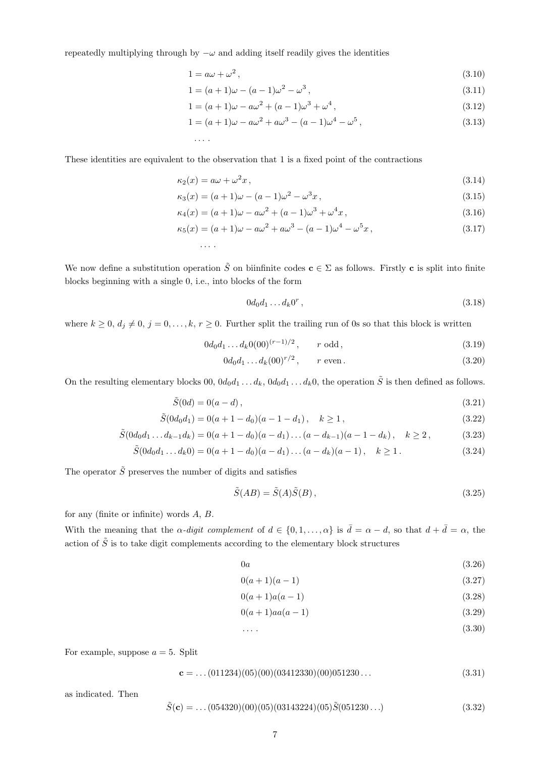repeatedly multiplying through by $-\omega$ and adding itself readily gives the identities

$$1 = a\omega + \omega^2 \,, \tag{3.10}$$

$$1 = (a+1)\omega - (a-1)\omega^2 - \omega^3 \,, \tag{3.11}$$

$$1 = (a+1)\omega - a\omega^2 + (a-1)\omega^3 + \omega^4 \,, \tag{3.12}$$

$$1 = (a+1)\omega - a\omega^2 + a\omega^3 - (a-1)\omega^4 - \omega^5 \,, \tag{3.13}$$

$$\ldots .$$

These identities are equivalent to the observation that 1 is a fixed point of the contractions

$$\kappa_2(x) = a\omega + \omega^2 x \,, \tag{3.14}$$

$$\kappa_3(x) = (a+1)\omega - (a-1)\omega^2 - \omega^3 x \,, \tag{3.15}$$

$$\kappa_4(x) = (a+1)\omega - a\omega^2 + (a-1)\omega^3 + \omega^4 x \,, \tag{3.16}$$

$$\kappa_5(x) = (a+1)\omega - a\omega^2 + a\omega^3 - (a-1)\omega^4 - \omega^5 x \,, \tag{3.17}$$

$$\ldots .$$

We now define a substitution operation $\tilde{S}$ on biinfinite codes $\mathbf{c} \in \Sigma$ as follows. Firstly $\mathbf{c}$ is split into finite blocks beginning with a single 0, i.e., into blocks of the form

$$0 d_0 d_1 \ldots d_k 0^r \,, \tag{3.18}$$

where $k \geq 0$, $d_j \neq 0$, $j = 0, \ldots, k$, $r \geq 0$. Further split the trailing run of 0s so that this block is written

$$0 d_0 d_1 \ldots d_k 0 (00)^{(r-1)/2} \,, \qquad r \text{ odd} \,, \tag{3.19}$$

$$0 d_0 d_1 \ldots d_k (00)^{r/2} \,, \qquad r \text{ even} \,. \tag{3.20}$$

On the resulting elementary blocks 00, $0 d_0 d_1 \ldots d_k$, $0 d_0 d_1 \ldots d_k 0$, the operation $\tilde{S}$ is then defined as follows.

$$\tilde{S}(0d) = 0(a-d) \,, \tag{3.21}$$

$$\tilde{S}(0 d_0 d_1) = 0(a+1-d_0)(a-1-d_1) \,, \quad k \geq 1 \,, \tag{3.22}$$

$$\tilde{S}(0 d_0 d_1 \ldots d_{k-1} d_k) = 0(a+1-d_0)(a-d_1)\ldots(a-d_{k-1})(a-1-d_k) \,, \quad k \geq 2 \,, \tag{3.23}$$

$$\tilde{S}(0 d_0 d_1 \ldots d_k 0) = 0(a+1-d_0)(a-d_1)\ldots(a-d_k)(a-1) \,, \quad k \geq 1 \,. \tag{3.24}$$

The operator $\tilde{S}$ preserves the number of digits and satisfies

$$\tilde{S}(AB) = \tilde{S}(A)\tilde{S}(B) \,, \tag{3.25}$$

for any (finite or infinite) words $A$, $B$.

With the meaning that the *$\alpha$-digit complement* of $d \in \{0, 1, \ldots, \alpha\}$ is $\bar{d} = \alpha - d$, so that $d + \bar{d} = \alpha$, the action of $\tilde{S}$ is to take digit complements according to the elementary block structures

$$0a \tag{3.26}$$

$$0(a+1)(a-1) \tag{3.27}$$

$$0(a+1)a(a-1) \tag{3.28}$$

$$0(a+1)aa(a-1) \tag{3.29}$$

$$\ldots . \tag{3.30}$$

For example, suppose $a = 5$. Split

$$\mathbf{c} = \ldots(011234)(05)(00)(03412330)(00)051230\ldots \tag{3.31}$$

as indicated. Then

$$\tilde{S}(\mathbf{c}) = \ldots(054320)(00)(05)(03143224)(05)\tilde{S}(051230\ldots) \tag{3.32}$$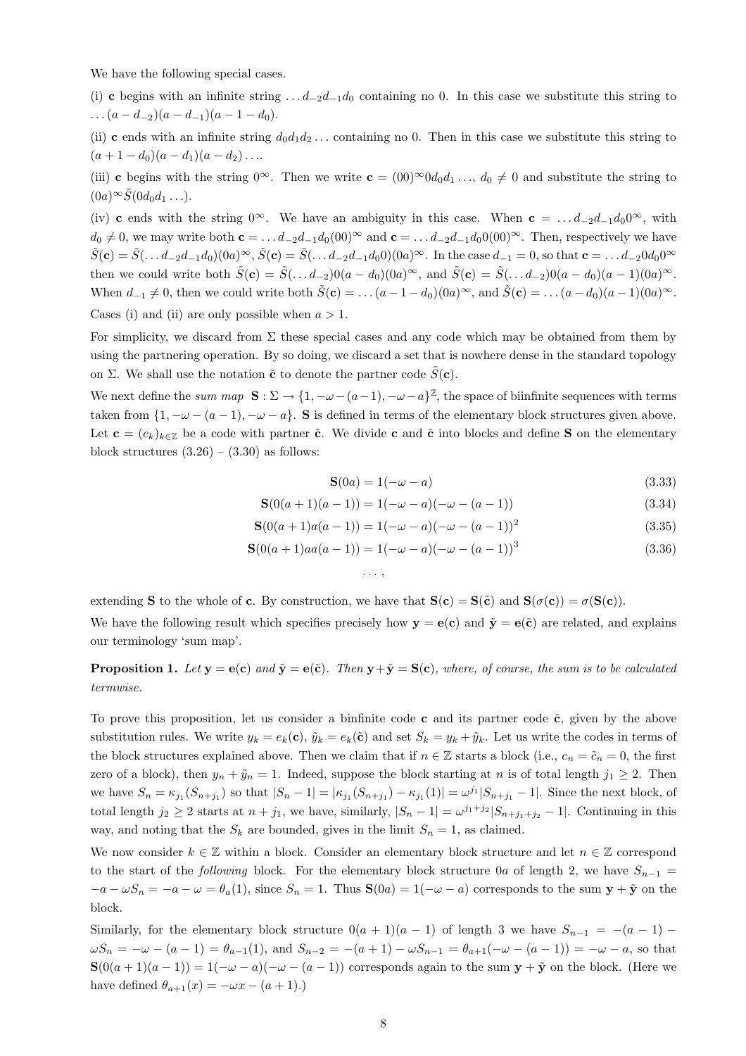We have the following special cases.

(i) $\mathbf{c}$ begins with an infinite string $\ldots d_{-2}d_{-1}d_0$ containing no 0. In this case we substitute this string to $\ldots(a-d_{-2})(a-d_{-1})(a-1-d_0)$.

(ii) $\mathbf{c}$ ends with an infinite string $d_0d_1d_2\ldots$ containing no 0. Then in this case we substitute this string to $(a+1-d_0)(a-d_1)(a-d_2)\ldots$.

(iii) $\mathbf{c}$ begins with the string $0^\infty$. Then we write $\mathbf{c}=(00)^\infty 0d_0d_1\ldots$, $d_0\neq 0$ and substitute the string to $(0a)^\infty\tilde{S}(0d_0d_1\ldots)$.

(iv) $\mathbf{c}$ ends with the string $0^\infty$. We have an ambiguity in this case. When $\mathbf{c}=\ldots d_{-2}d_{-1}d_0 0^\infty$, with $d_0\neq 0$, we may write both $\mathbf{c}=\ldots d_{-2}d_{-1}d_0(00)^\infty$ and $\mathbf{c}=\ldots d_{-2}d_{-1}d_0 0(00)^\infty$. Then, respectively we have $\tilde{S}(\mathbf{c})=\tilde{S}(\ldots d_{-2}d_{-1}d_0)(0a)^\infty$, $\tilde{S}(\mathbf{c})=\tilde{S}(\ldots d_{-2}d_{-1}d_0 0)(0a)^\infty$. In the case $d_{-1}=0$, so that $\mathbf{c}=\ldots d_{-2}0d_0 0^\infty$ then we could write both $\tilde{S}(\mathbf{c})=\tilde{S}(\ldots d_{-2})0(a-d_0)(0a)^\infty$, and $\tilde{S}(\mathbf{c})=\tilde{S}(\ldots d_{-2})0(a-d_0)(a-1)(0a)^\infty$. When $d_{-1}\neq 0$, then we could write both $\tilde{S}(\mathbf{c})=\ldots(a-1-d_0)(0a)^\infty$, and $\tilde{S}(\mathbf{c})=\ldots(a-d_0)(a-1)(0a)^\infty$.

Cases (i) and (ii) are only possible when $a>1$.

For simplicity, we discard from $\Sigma$ these special cases and any code which may be obtained from them by using the partnering operation. By so doing, we discard a set that is nowhere dense in the standard topology on $\Sigma$. We shall use the notation $\tilde{\mathbf{c}}$ to denote the partner code $\tilde{S}(\mathbf{c})$.

We next define the *sum map* $\mathbf{S}:\Sigma\to\{1,-\omega-(a-1),-\omega-a\}^{\mathbb{Z}}$, the space of biinfinite sequences with terms taken from $\{1,-\omega-(a-1),-\omega-a\}$. $\mathbf{S}$ is defined in terms of the elementary block structures given above. Let $\mathbf{c}=(c_k)_{k\in\mathbb{Z}}$ be a code with partner $\tilde{\mathbf{c}}$. We divide $\mathbf{c}$ and $\tilde{\mathbf{c}}$ into blocks and define $\mathbf{S}$ on the elementary block structures (3.26) – (3.30) as follows:

$$\mathbf{S}(0a)=1(-\omega-a) \tag{3.33}$$

$$\mathbf{S}(0(a+1)(a-1))=1(-\omega-a)(-\omega-(a-1)) \tag{3.34}$$

$$\mathbf{S}(0(a+1)a(a-1))=1(-\omega-a)(-\omega-(a-1))^2 \tag{3.35}$$

$$\mathbf{S}(0(a+1)aa(a-1))=1(-\omega-a)(-\omega-(a-1))^3 \tag{3.36}$$

$$\ldots,$$

extending $\mathbf{S}$ to the whole of $\mathbf{c}$. By construction, we have that $\mathbf{S}(\mathbf{c})=\mathbf{S}(\tilde{\mathbf{c}})$ and $\mathbf{S}(\sigma(\mathbf{c}))=\sigma(\mathbf{S}(\mathbf{c}))$.

We have the following result which specifies precisely how $\mathbf{y}=\mathbf{e}(\mathbf{c})$ and $\tilde{\mathbf{y}}=\mathbf{e}(\tilde{\mathbf{c}})$ are related, and explains our terminology 'sum map'.

**Proposition 1.** *Let $\mathbf{y}=\mathbf{e}(\mathbf{c})$ and $\tilde{\mathbf{y}}=\mathbf{e}(\tilde{\mathbf{c}})$. Then $\mathbf{y}+\tilde{\mathbf{y}}=\mathbf{S}(\mathbf{c})$, where, of course, the sum is to be calculated termwise.*

To prove this proposition, let us consider a binfinite code $\mathbf{c}$ and its partner code $\tilde{\mathbf{c}}$, given by the above substitution rules. We write $y_k=e_k(\mathbf{c})$, $\tilde{y}_k=e_k(\tilde{\mathbf{c}})$ and set $S_k=y_k+\tilde{y}_k$. Let us write the codes in terms of the block structures explained above. Then we claim that if $n\in\mathbb{Z}$ starts a block (i.e., $c_n=\tilde{c}_n=0$, the first zero of a block), then $y_n+\tilde{y}_n=1$. Indeed, suppose the block starting at $n$ is of total length $j_1\geq 2$. Then we have $S_n=\kappa_{j_1}(S_{n+j_1})$ so that $|S_n-1|=|\kappa_{j_1}(S_{n+j_1})-\kappa_{j_1}(1)|=\omega^{j_1}|S_{n+j_1}-1|$. Since the next block, of total length $j_2\geq 2$ starts at $n+j_1$, we have, similarly, $|S_n-1|=\omega^{j_1+j_2}|S_{n+j_1+j_2}-1|$. Continuing in this way, and noting that the $S_k$ are bounded, gives in the limit $S_n=1$, as claimed.

We now consider $k\in\mathbb{Z}$ within a block. Consider an elementary block structure and let $n\in\mathbb{Z}$ correspond to the start of the *following* block. For the elementary block structure $0a$ of length 2, we have $S_{n-1}=-a-\omega S_n=-a-\omega=\theta_a(1)$, since $S_n=1$. Thus $\mathbf{S}(0a)=1(-\omega-a)$ corresponds to the sum $\mathbf{y}+\tilde{\mathbf{y}}$ on the block.

Similarly, for the elementary block structure $0(a+1)(a-1)$ of length 3 we have $S_{n-1}=-(a-1)-\omega S_n=-\omega-(a-1)=\theta_{a-1}(1)$, and $S_{n-2}=-(a+1)-\omega S_{n-1}=\theta_{a+1}(-\omega-(a-1))=-\omega-a$, so that $\mathbf{S}(0(a+1)(a-1))=1(-\omega-a)(-\omega-(a-1))$ corresponds again to the sum $\mathbf{y}+\tilde{\mathbf{y}}$ on the block. (Here we have defined $\theta_{a+1}(x)=-\omega x-(a+1)$.)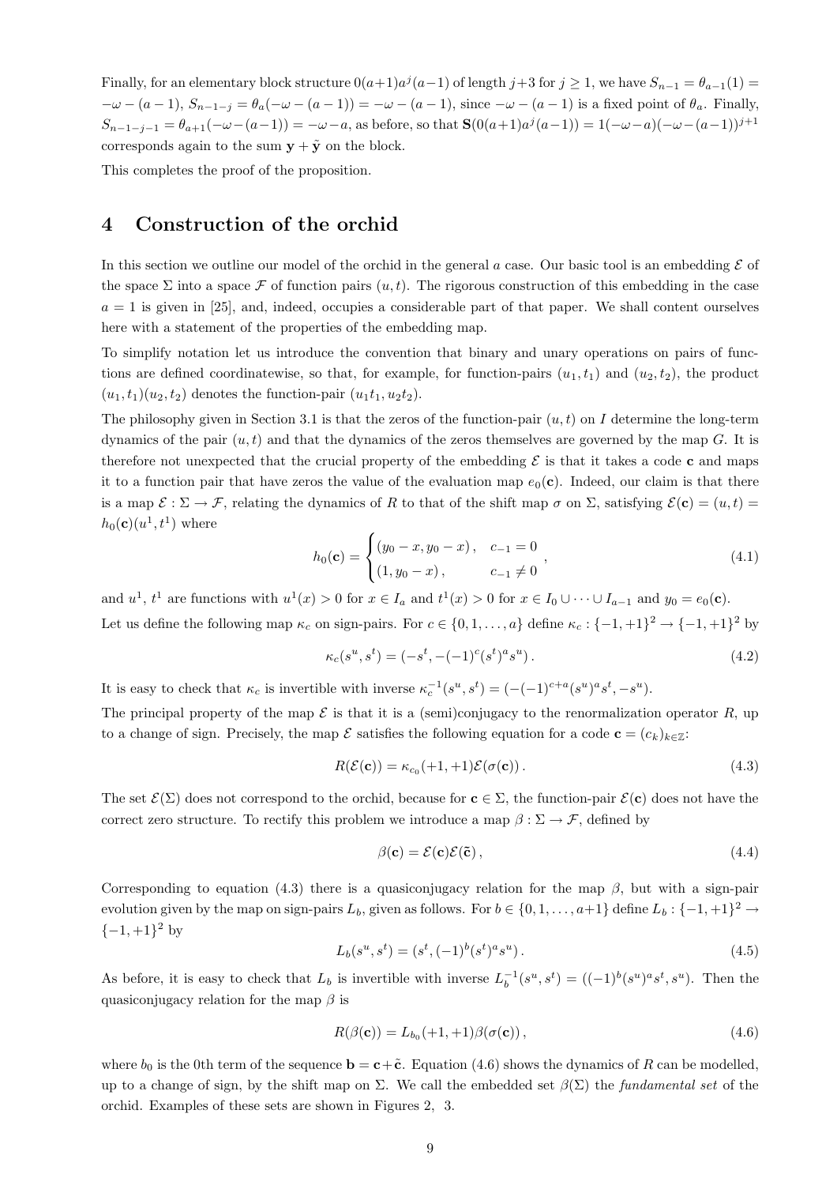Finally, for an elementary block structure $0(a+1)a^j(a-1)$ of length $j+3$ for $j \geq 1$, we have $S_{n-1} = \theta_{a-1}(1) = -\omega - (a-1)$, $S_{n-1-j} = \theta_a(-\omega - (a-1)) = -\omega - (a-1)$, since $-\omega - (a-1)$ is a fixed point of $\theta_a$. Finally, $S_{n-1-j-1} = \theta_{a+1}(-\omega-(a-1)) = -\omega-a$, as before, so that $\mathbf{S}(0(a+1)a^j(a-1)) = 1(-\omega-a)(-\omega-(a-1))^{j+1}$ corresponds again to the sum $\mathbf{y} + \tilde{\mathbf{y}}$ on the block.

This completes the proof of the proposition.

## 4 Construction of the orchid

In this section we outline our model of the orchid in the general $a$ case. Our basic tool is an embedding $\mathcal{E}$ of the space $\Sigma$ into a space $\mathcal{F}$ of function pairs $(u, t)$. The rigorous construction of this embedding in the case $a = 1$ is given in [25], and, indeed, occupies a considerable part of that paper. We shall content ourselves here with a statement of the properties of the embedding map.

To simplify notation let us introduce the convention that binary and unary operations on pairs of functions are defined coordinatewise, so that, for example, for function-pairs $(u_1, t_1)$ and $(u_2, t_2)$, the product $(u_1, t_1)(u_2, t_2)$ denotes the function-pair $(u_1 t_1, u_2 t_2)$.

The philosophy given in Section 3.1 is that the zeros of the function-pair $(u, t)$ on $I$ determine the long-term dynamics of the pair $(u, t)$ and that the dynamics of the zeros themselves are governed by the map $G$. It is therefore not unexpected that the crucial property of the embedding $\mathcal{E}$ is that it takes a code $\mathbf{c}$ and maps it to a function pair that have zeros the value of the evaluation map $e_0(\mathbf{c})$. Indeed, our claim is that there is a map $\mathcal{E} : \Sigma \to \mathcal{F}$, relating the dynamics of $R$ to that of the shift map $\sigma$ on $\Sigma$, satisfying $\mathcal{E}(\mathbf{c}) = (u, t) = h_0(\mathbf{c})(u^1, t^1)$ where

$$
h_0(\mathbf{c}) = \begin{cases} (y_0 - x, y_0 - x), & c_{-1} = 0 \\ (1, y_0 - x), & c_{-1} \neq 0 \end{cases}, \tag{4.1}
$$

and $u^1$, $t^1$ are functions with $u^1(x) > 0$ for $x \in I_a$ and $t^1(x) > 0$ for $x \in I_0 \cup \cdots \cup I_{a-1}$ and $y_0 = e_0(\mathbf{c})$.

Let us define the following map $\kappa_c$ on sign-pairs. For $c \in \{0, 1, \ldots, a\}$ define $\kappa_c : \{-1, +1\}^2 \to \{-1, +1\}^2$ by

$$
\kappa_c(s^u, s^t) = (-s^t, -(-1)^c (s^t)^a s^u). \tag{4.2}
$$

It is easy to check that $\kappa_c$ is invertible with inverse $\kappa_c^{-1}(s^u, s^t) = (-(-1)^{c+a}(s^u)^a s^t, -s^u)$.

The principal property of the map $\mathcal{E}$ is that it is a (semi)conjugacy to the renormalization operator $R$, up to a change of sign. Precisely, the map $\mathcal{E}$ satisfies the following equation for a code $\mathbf{c} = (c_k)_{k \in \mathbb{Z}}$:

$$
R(\mathcal{E}(\mathbf{c})) = \kappa_{c_0}(+1, +1)\mathcal{E}(\sigma(\mathbf{c})). \tag{4.3}
$$

The set $\mathcal{E}(\Sigma)$ does not correspond to the orchid, because for $\mathbf{c} \in \Sigma$, the function-pair $\mathcal{E}(\mathbf{c})$ does not have the correct zero structure. To rectify this problem we introduce a map $\beta : \Sigma \to \mathcal{F}$, defined by

$$
\beta(\mathbf{c}) = \mathcal{E}(\mathbf{c})\mathcal{E}(\tilde{\mathbf{c}}), \tag{4.4}
$$

Corresponding to equation (4.3) there is a quasiconjugacy relation for the map $\beta$, but with a sign-pair evolution given by the map on sign-pairs $L_b$, given as follows. For $b \in \{0, 1, \ldots, a+1\}$ define $L_b : \{-1, +1\}^2 \to \{-1, +1\}^2$ by

$$
L_b(s^u, s^t) = (s^t, (-1)^b (s^t)^a s^u). \tag{4.5}
$$

As before, it is easy to check that $L_b$ is invertible with inverse $L_b^{-1}(s^u, s^t) = ((-1)^b (s^u)^a s^t, s^u)$. Then the quasiconjugacy relation for the map $\beta$ is

$$
R(\beta(\mathbf{c})) = L_{b_0}(+1, +1)\beta(\sigma(\mathbf{c})), \tag{4.6}
$$

where $b_0$ is the 0th term of the sequence $\mathbf{b} = \mathbf{c} + \tilde{\mathbf{c}}$. Equation (4.6) shows the dynamics of $R$ can be modelled, up to a change of sign, by the shift map on $\Sigma$. We call the embedded set $\beta(\Sigma)$ the *fundamental set* of the orchid. Examples of these sets are shown in Figures 2, 3.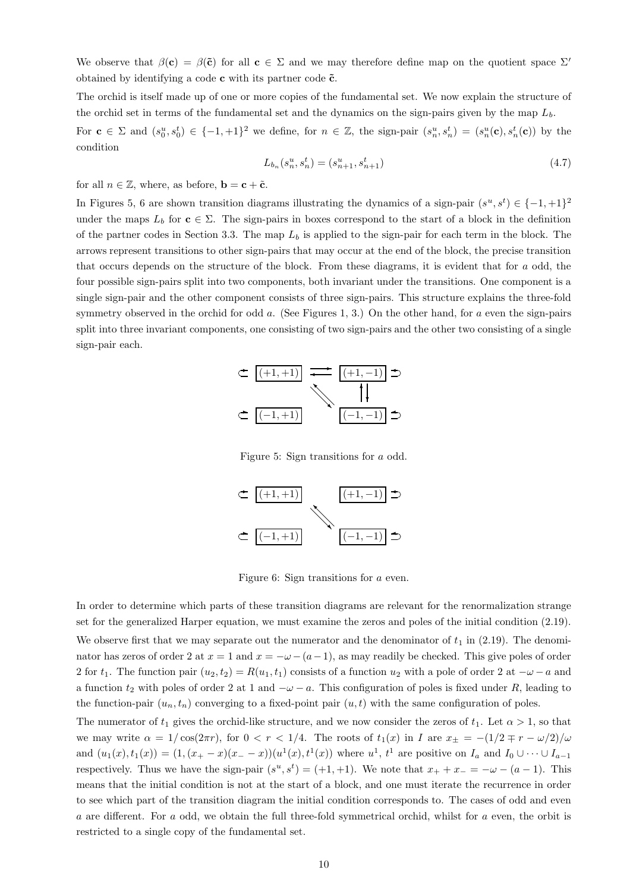We observe that $\beta(\mathbf{c}) = \beta(\tilde{\mathbf{c}})$ for all $\mathbf{c} \in \Sigma$ and we may therefore define map on the quotient space $\Sigma'$ obtained by identifying a code $\mathbf{c}$ with its partner code $\tilde{\mathbf{c}}$.

The orchid is itself made up of one or more copies of the fundamental set. We now explain the structure of the orchid set in terms of the fundamental set and the dynamics on the sign-pairs given by the map $L_b$.

For $\mathbf{c} \in \Sigma$ and $(s_0^u, s_0^t) \in \{-1, +1\}^2$ we define, for $n \in \mathbb{Z}$, the sign-pair $(s_n^u, s_n^t) = (s_n^u(\mathbf{c}), s_n^t(\mathbf{c}))$ by the condition

$$L_{b_n}(s_n^u, s_n^t) = (s_{n+1}^u, s_{n+1}^t) \tag{4.7}$$

for all $n \in \mathbb{Z}$, where, as before, $\mathbf{b} = \mathbf{c} + \tilde{\mathbf{c}}$.

In Figures 5, 6 are shown transition diagrams illustrating the dynamics of a sign-pair $(s^u, s^t) \in \{-1, +1\}^2$ under the maps $L_b$ for $\mathbf{c} \in \Sigma$. The sign-pairs in boxes correspond to the start of a block in the definition of the partner codes in Section 3.3. The map $L_b$ is applied to the sign-pair for each term in the block. The arrows represent transitions to other sign-pairs that may occur at the end of the block, the precise transition that occurs depends on the structure of the block. From these diagrams, it is evident that for $a$ odd, the four possible sign-pairs split into two components, both invariant under the transitions. One component is a single sign-pair and the other component consists of three sign-pairs. This structure explains the three-fold symmetry observed in the orchid for odd $a$. (See Figures 1, 3.) On the other hand, for $a$ even the sign-pairs split into three invariant components, one consisting of two sign-pairs and the other two consisting of a single sign-pair each.

Figure 5: Sign transitions for $a$ odd.

Figure 6: Sign transitions for $a$ even.

In order to determine which parts of these transition diagrams are relevant for the renormalization strange set for the generalized Harper equation, we must examine the zeros and poles of the initial condition (2.19). We observe first that we may separate out the numerator and the denominator of $t_1$ in (2.19). The denominator has zeros of order 2 at $x = 1$ and $x = -\omega - (a-1)$, as may readily be checked. This give poles of order 2 for $t_1$. The function pair $(u_2, t_2) = R(u_1, t_1)$ consists of a function $u_2$ with a pole of order 2 at $-\omega - a$ and a function $t_2$ with poles of order 2 at 1 and $-\omega - a$. This configuration of poles is fixed under $R$, leading to the function-pair $(u_n, t_n)$ converging to a fixed-point pair $(u, t)$ with the same configuration of poles.

The numerator of $t_1$ gives the orchid-like structure, and we now consider the zeros of $t_1$. Let $\alpha > 1$, so that we may write $\alpha = 1/\cos(2\pi r)$, for $0 < r < 1/4$. The roots of $t_1(x)$ in $I$ are $x_\pm = -(1/2 \mp r - \omega/2)/\omega$ and $(u_1(x), t_1(x)) = (1, (x_+ - x)(x_- - x))(u^1(x), t^1(x))$ where $u^1$, $t^1$ are positive on $I_a$ and $I_0 \cup \cdots \cup I_{a-1}$ respectively. Thus we have the sign-pair $(s^u, s^t) = (+1, +1)$. We note that $x_+ + x_- = -\omega - (a-1)$. This means that the initial condition is not at the start of a block, and one must iterate the recurrence in order to see which part of the transition diagram the initial condition corresponds to. The cases of odd and even $a$ are different. For $a$ odd, we obtain the full three-fold symmetrical orchid, whilst for $a$ even, the orbit is restricted to a single copy of the fundamental set.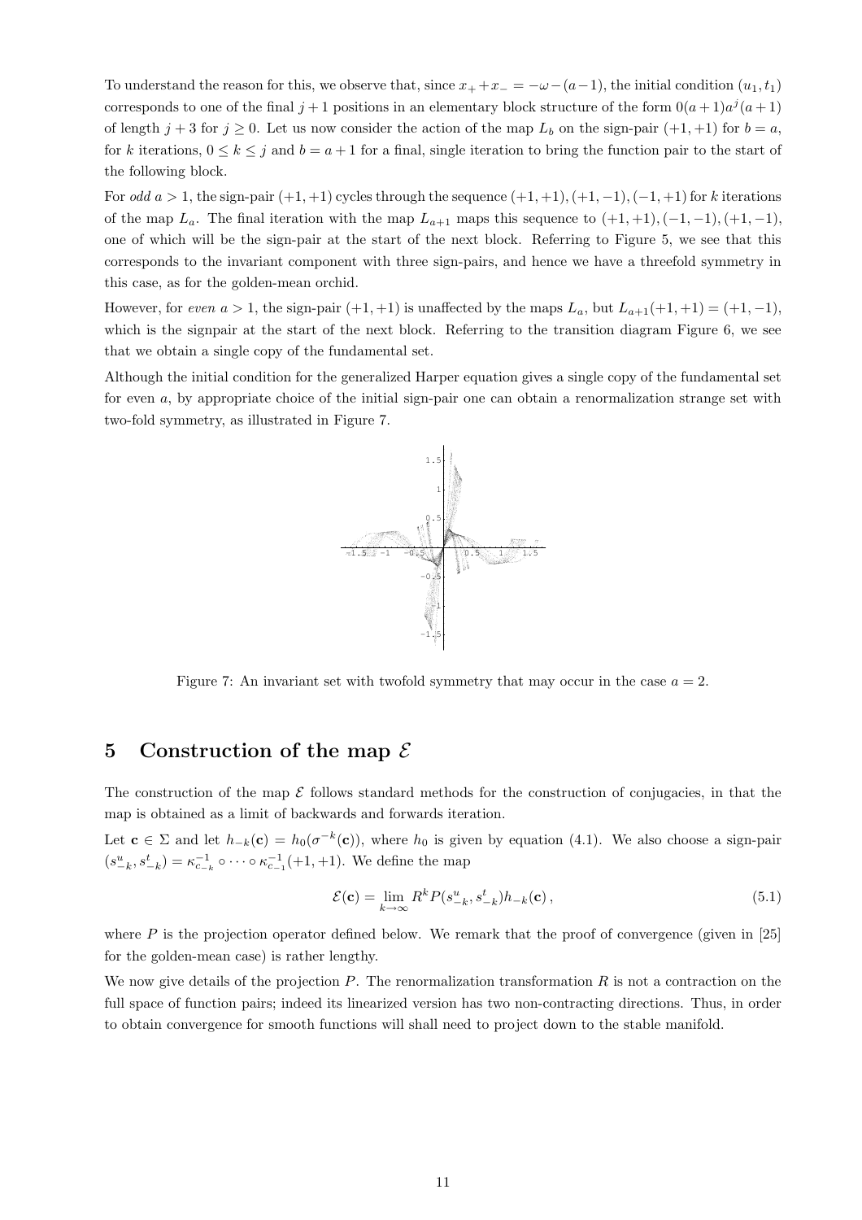To understand the reason for this, we observe that, since $x_+ + x_- = -\omega - (a-1)$, the initial condition $(u_1, t_1)$ corresponds to one of the final $j+1$ positions in an elementary block structure of the form $0(a+1)a^j(a+1)$ of length $j+3$ for $j \geq 0$. Let us now consider the action of the map $L_b$ on the sign-pair $(+1,+1)$ for $b = a$, for $k$ iterations, $0 \leq k \leq j$ and $b = a+1$ for a final, single iteration to bring the function pair to the start of the following block.

For *odd* $a > 1$, the sign-pair $(+1,+1)$ cycles through the sequence $(+1,+1), (+1,-1), (-1,+1)$ for $k$ iterations of the map $L_a$. The final iteration with the map $L_{a+1}$ maps this sequence to $(+1,+1), (-1,-1), (+1,-1)$, one of which will be the sign-pair at the start of the next block. Referring to Figure 5, we see that this corresponds to the invariant component with three sign-pairs, and hence we have a threefold symmetry in this case, as for the golden-mean orchid.

However, for *even* $a > 1$, the sign-pair $(+1,+1)$ is unaffected by the maps $L_a$, but $L_{a+1}(+1,+1) = (+1,-1)$, which is the signpair at the start of the next block. Referring to the transition diagram Figure 6, we see that we obtain a single copy of the fundamental set.

Although the initial condition for the generalized Harper equation gives a single copy of the fundamental set for even $a$, by appropriate choice of the initial sign-pair one can obtain a renormalization strange set with two-fold symmetry, as illustrated in Figure 7.

Figure 7: An invariant set with twofold symmetry that may occur in the case $a = 2$.

## 5 Construction of the map $\mathcal{E}$

The construction of the map $\mathcal{E}$ follows standard methods for the construction of conjugacies, in that the map is obtained as a limit of backwards and forwards iteration.

Let $\mathbf{c} \in \Sigma$ and let $h_{-k}(\mathbf{c}) = h_0(\sigma^{-k}(\mathbf{c}))$, where $h_0$ is given by equation (4.1). We also choose a sign-pair $(s^u_{-k}, s^t_{-k}) = \kappa^{-1}_{c_{-k}} \circ \cdots \circ \kappa^{-1}_{c_{-1}}(+1,+1)$. We define the map

$$\mathcal{E}(\mathbf{c}) = \lim_{k \to \infty} R^k P(s^u_{-k}, s^t_{-k}) h_{-k}(\mathbf{c}), \tag{5.1}$$

where $P$ is the projection operator defined below. We remark that the proof of convergence (given in [25] for the golden-mean case) is rather lengthy.

We now give details of the projection $P$. The renormalization transformation $R$ is not a contraction on the full space of function pairs; indeed its linearized version has two non-contracting directions. Thus, in order to obtain convergence for smooth functions will shall need to project down to the stable manifold.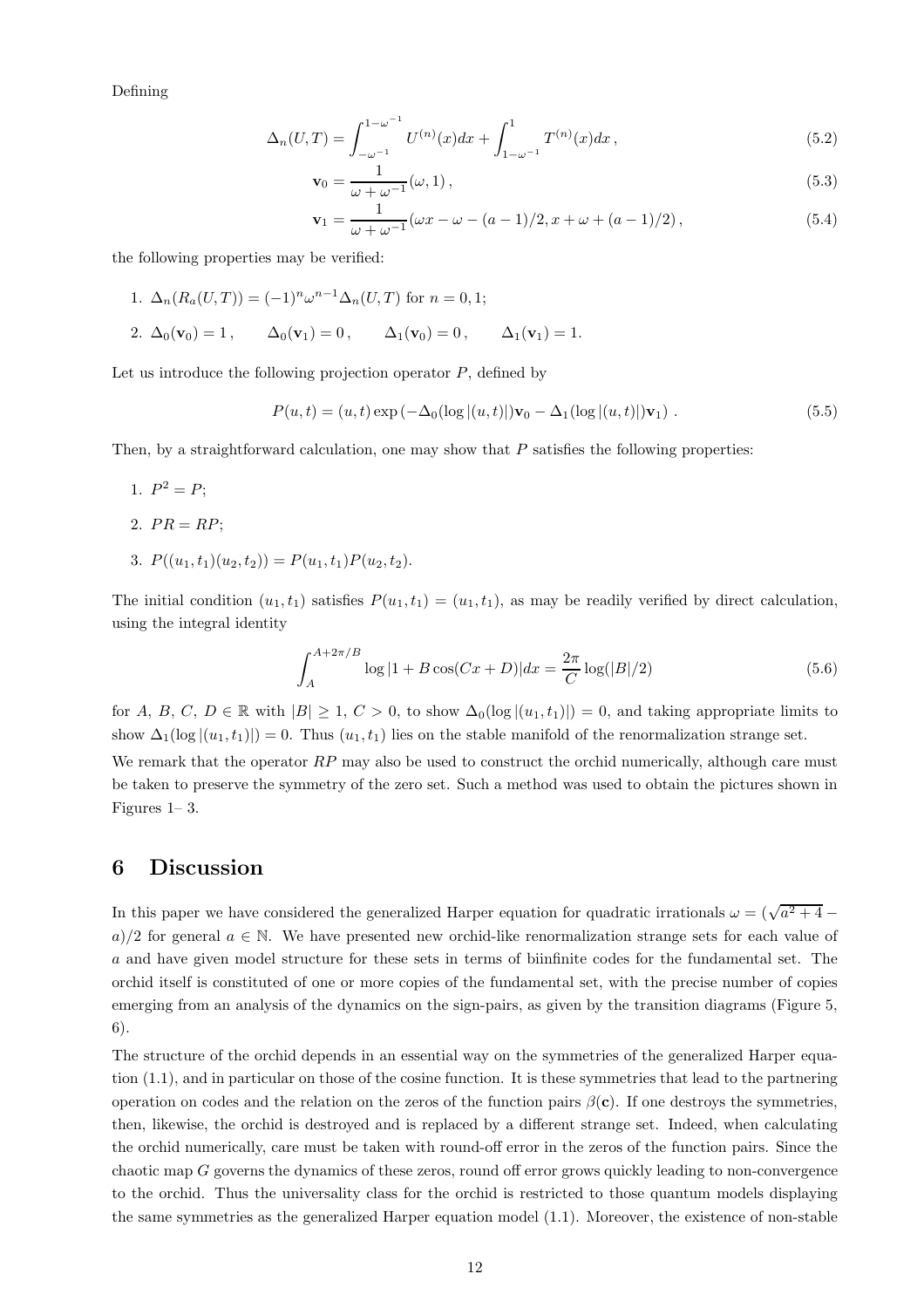Defining

$$
\Delta_n(U,T) = \int_{-\omega^{-1}}^{1-\omega^{-1}} U^{(n)}(x)dx + \int_{1-\omega^{-1}}^{1} T^{(n)}(x)dx\,, \tag{5.2}
$$

$$
\mathbf{v}_0 = \frac{1}{\omega+\omega^{-1}}(\omega, 1)\,, \tag{5.3}
$$

$$
\mathbf{v}_1 = \frac{1}{\omega+\omega^{-1}}(\omega x - \omega - (a-1)/2, x + \omega + (a-1)/2)\,, \tag{5.4}
$$

the following properties may be verified:

1. $\Delta_n(R_a(U,T)) = (-1)^n \omega^{n-1} \Delta_n(U,T)$ for $n = 0, 1$;
2. $\Delta_0(\mathbf{v}_0) = 1\,, \qquad \Delta_0(\mathbf{v}_1) = 0\,, \qquad \Delta_1(\mathbf{v}_0) = 0\,, \qquad \Delta_1(\mathbf{v}_1) = 1.$

Let us introduce the following projection operator $P$, defined by

$$
P(u,t) = (u,t)\exp\left(-\Delta_0(\log|(u,t)|)\mathbf{v}_0 - \Delta_1(\log|(u,t)|)\mathbf{v}_1\right)\,. \tag{5.5}
$$

Then, by a straightforward calculation, one may show that $P$ satisfies the following properties:

1. $P^2 = P$;
2. $PR = RP$;
3. $P((u_1,t_1)(u_2,t_2)) = P(u_1,t_1)P(u_2,t_2)$.

The initial condition $(u_1, t_1)$ satisfies $P(u_1,t_1) = (u_1,t_1)$, as may be readily verified by direct calculation, using the integral identity

$$
\int_A^{A+2\pi/B} \log|1 + B\cos(Cx+D)|dx = \frac{2\pi}{C}\log(|B|/2) \tag{5.6}
$$

for $A$, $B$, $C$, $D \in \mathbb{R}$ with $|B| \geq 1$, $C > 0$, to show $\Delta_0(\log|(u_1,t_1)|) = 0$, and taking appropriate limits to show $\Delta_1(\log|(u_1,t_1)|) = 0$. Thus $(u_1,t_1)$ lies on the stable manifold of the renormalization strange set.

We remark that the operator $RP$ may also be used to construct the orchid numerically, although care must be taken to preserve the symmetry of the zero set. Such a method was used to obtain the pictures shown in Figures 1– 3.

# 6 Discussion

In this paper we have considered the generalized Harper equation for quadratic irrationals $\omega = (\sqrt{a^2+4} - a)/2$ for general $a \in \mathbb{N}$. We have presented new orchid-like renormalization strange sets for each value of $a$ and have given model structure for these sets in terms of biinfinite codes for the fundamental set. The orchid itself is constituted of one or more copies of the fundamental set, with the precise number of copies emerging from an analysis of the dynamics on the sign-pairs, as given by the transition diagrams (Figure 5, 6).

The structure of the orchid depends in an essential way on the symmetries of the generalized Harper equation (1.1), and in particular on those of the cosine function. It is these symmetries that lead to the partnering operation on codes and the relation on the zeros of the function pairs $\beta(\mathbf{c})$. If one destroys the symmetries, then, likewise, the orchid is destroyed and is replaced by a different strange set. Indeed, when calculating the orchid numerically, care must be taken with round-off error in the zeros of the function pairs. Since the chaotic map $G$ governs the dynamics of these zeros, round off error grows quickly leading to non-convergence to the orchid. Thus the universality class for the orchid is restricted to those quantum models displaying the same symmetries as the generalized Harper equation model (1.1). Moreover, the existence of non-stable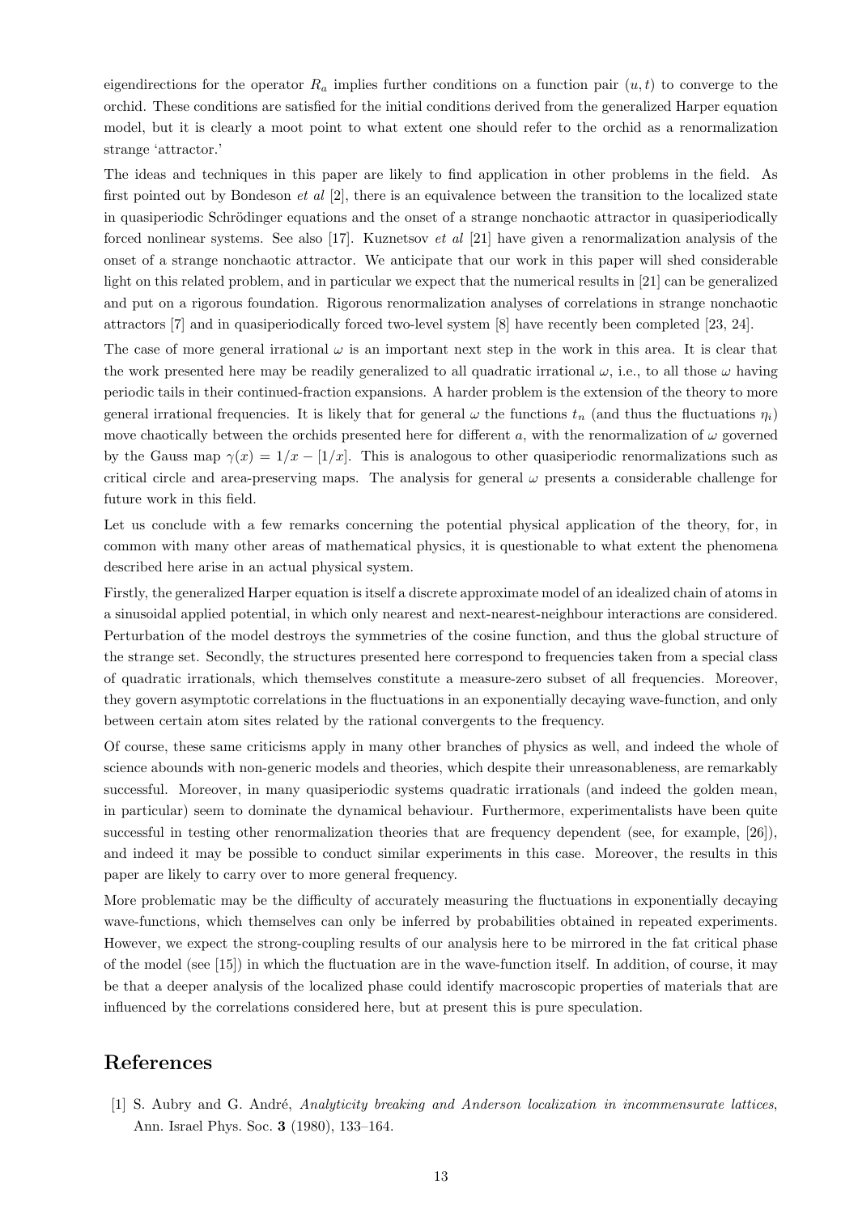eigendirections for the operator $R_a$ implies further conditions on a function pair $(u, t)$ to converge to the orchid. These conditions are satisfied for the initial conditions derived from the generalized Harper equation model, but it is clearly a moot point to what extent one should refer to the orchid as a renormalization strange 'attractor.'

The ideas and techniques in this paper are likely to find application in other problems in the field. As first pointed out by Bondeson *et al* [2], there is an equivalence between the transition to the localized state in quasiperiodic Schrödinger equations and the onset of a strange nonchaotic attractor in quasiperiodically forced nonlinear systems. See also [17]. Kuznetsov *et al* [21] have given a renormalization analysis of the onset of a strange nonchaotic attractor. We anticipate that our work in this paper will shed considerable light on this related problem, and in particular we expect that the numerical results in [21] can be generalized and put on a rigorous foundation. Rigorous renormalization analyses of correlations in strange nonchaotic attractors [7] and in quasiperiodically forced two-level system [8] have recently been completed [23, 24].

The case of more general irrational $\omega$ is an important next step in the work in this area. It is clear that the work presented here may be readily generalized to all quadratic irrational $\omega$, i.e., to all those $\omega$ having periodic tails in their continued-fraction expansions. A harder problem is the extension of the theory to more general irrational frequencies. It is likely that for general $\omega$ the functions $t_n$ (and thus the fluctuations $\eta_i$) move chaotically between the orchids presented here for different $a$, with the renormalization of $\omega$ governed by the Gauss map $\gamma(x) = 1/x - [1/x]$. This is analogous to other quasiperiodic renormalizations such as critical circle and area-preserving maps. The analysis for general $\omega$ presents a considerable challenge for future work in this field.

Let us conclude with a few remarks concerning the potential physical application of the theory, for, in common with many other areas of mathematical physics, it is questionable to what extent the phenomena described here arise in an actual physical system.

Firstly, the generalized Harper equation is itself a discrete approximate model of an idealized chain of atoms in a sinusoidal applied potential, in which only nearest and next-nearest-neighbour interactions are considered. Perturbation of the model destroys the symmetries of the cosine function, and thus the global structure of the strange set. Secondly, the structures presented here correspond to frequencies taken from a special class of quadratic irrationals, which themselves constitute a measure-zero subset of all frequencies. Moreover, they govern asymptotic correlations in the fluctuations in an exponentially decaying wave-function, and only between certain atom sites related by the rational convergents to the frequency.

Of course, these same criticisms apply in many other branches of physics as well, and indeed the whole of science abounds with non-generic models and theories, which despite their unreasonableness, are remarkably successful. Moreover, in many quasiperiodic systems quadratic irrationals (and indeed the golden mean, in particular) seem to dominate the dynamical behaviour. Furthermore, experimentalists have been quite successful in testing other renormalization theories that are frequency dependent (see, for example, [26]), and indeed it may be possible to conduct similar experiments in this case. Moreover, the results in this paper are likely to carry over to more general frequency.

More problematic may be the difficulty of accurately measuring the fluctuations in exponentially decaying wave-functions, which themselves can only be inferred by probabilities obtained in repeated experiments. However, we expect the strong-coupling results of our analysis here to be mirrored in the fat critical phase of the model (see [15]) in which the fluctuation are in the wave-function itself. In addition, of course, it may be that a deeper analysis of the localized phase could identify macroscopic properties of materials that are influenced by the correlations considered here, but at present this is pure speculation.

# References

[1] S. Aubry and G. André, *Analyticity breaking and Anderson localization in incommensurate lattices*, Ann. Israel Phys. Soc. **3** (1980), 133–164.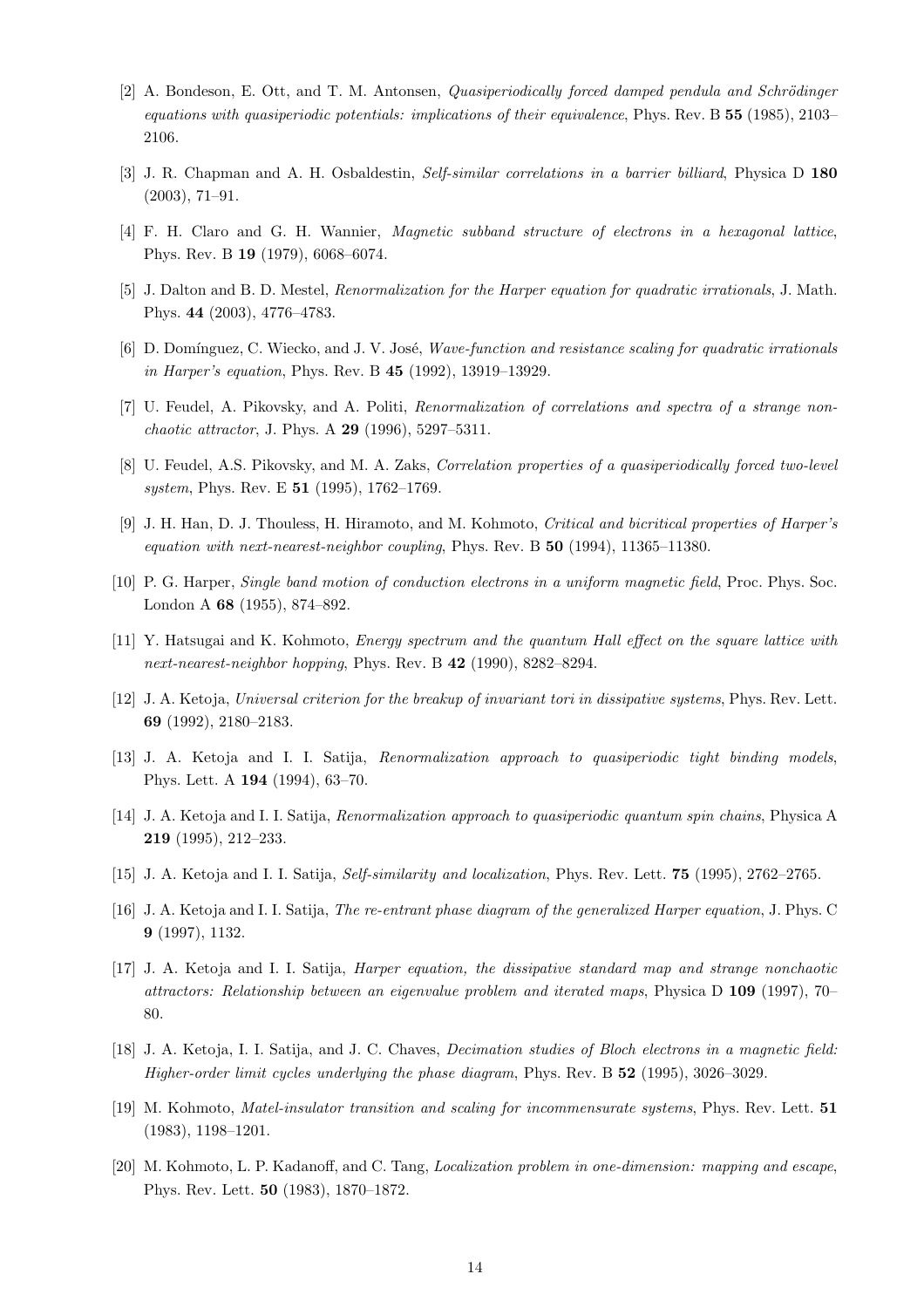[2] A. Bondeson, E. Ott, and T. M. Antonsen, *Quasiperiodically forced damped pendula and Schrödinger equations with quasiperiodic potentials: implications of their equivalence*, Phys. Rev. B **55** (1985), 2103–2106.

[3] J. R. Chapman and A. H. Osbaldestin, *Self-similar correlations in a barrier billiard*, Physica D **180** (2003), 71–91.

[4] F. H. Claro and G. H. Wannier, *Magnetic subband structure of electrons in a hexagonal lattice*, Phys. Rev. B **19** (1979), 6068–6074.

[5] J. Dalton and B. D. Mestel, *Renormalization for the Harper equation for quadratic irrationals*, J. Math. Phys. **44** (2003), 4776–4783.

[6] D. Domínguez, C. Wiecko, and J. V. José, *Wave-function and resistance scaling for quadratic irrationals in Harper's equation*, Phys. Rev. B **45** (1992), 13919–13929.

[7] U. Feudel, A. Pikovsky, and A. Politi, *Renormalization of correlations and spectra of a strange non-chaotic attractor*, J. Phys. A **29** (1996), 5297–5311.

[8] U. Feudel, A.S. Pikovsky, and M. A. Zaks, *Correlation properties of a quasiperiodically forced two-level system*, Phys. Rev. E **51** (1995), 1762–1769.

[9] J. H. Han, D. J. Thouless, H. Hiramoto, and M. Kohmoto, *Critical and bicritical properties of Harper's equation with next-nearest-neighbor coupling*, Phys. Rev. B **50** (1994), 11365–11380.

[10] P. G. Harper, *Single band motion of conduction electrons in a uniform magnetic field*, Proc. Phys. Soc. London A **68** (1955), 874–892.

[11] Y. Hatsugai and K. Kohmoto, *Energy spectrum and the quantum Hall effect on the square lattice with next-nearest-neighbor hopping*, Phys. Rev. B **42** (1990), 8282–8294.

[12] J. A. Ketoja, *Universal criterion for the breakup of invariant tori in dissipative systems*, Phys. Rev. Lett. **69** (1992), 2180–2183.

[13] J. A. Ketoja and I. I. Satija, *Renormalization approach to quasiperiodic tight binding models*, Phys. Lett. A **194** (1994), 63–70.

[14] J. A. Ketoja and I. I. Satija, *Renormalization approach to quasiperiodic quantum spin chains*, Physica A **219** (1995), 212–233.

[15] J. A. Ketoja and I. I. Satija, *Self-similarity and localization*, Phys. Rev. Lett. **75** (1995), 2762–2765.

[16] J. A. Ketoja and I. I. Satija, *The re-entrant phase diagram of the generalized Harper equation*, J. Phys. C **9** (1997), 1132.

[17] J. A. Ketoja and I. I. Satija, *Harper equation, the dissipative standard map and strange nonchaotic attractors: Relationship between an eigenvalue problem and iterated maps*, Physica D **109** (1997), 70–80.

[18] J. A. Ketoja, I. I. Satija, and J. C. Chaves, *Decimation studies of Bloch electrons in a magnetic field: Higher-order limit cycles underlying the phase diagram*, Phys. Rev. B **52** (1995), 3026–3029.

[19] M. Kohmoto, *Matel-insulator transition and scaling for incommensurate systems*, Phys. Rev. Lett. **51** (1983), 1198–1201.

[20] M. Kohmoto, L. P. Kadanoff, and C. Tang, *Localization problem in one-dimension: mapping and escape*, Phys. Rev. Lett. **50** (1983), 1870–1872.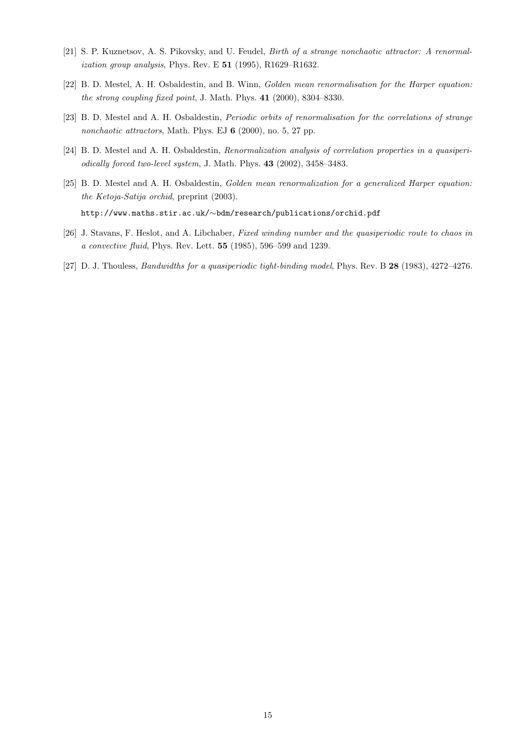[21] S. P. Kuznetsov, A. S. Pikovsky, and U. Feudel, *Birth of a strange nonchaotic attractor: A renormalization group analysis*, Phys. Rev. E **51** (1995), R1629–R1632.

[22] B. D. Mestel, A. H. Osbaldestin, and B. Winn, *Golden mean renormalisation for the Harper equation: the strong coupling fixed point*, J. Math. Phys. **41** (2000), 8304–8330.

[23] B. D. Mestel and A. H. Osbaldestin, *Periodic orbits of renormalisation for the correlations of strange nonchaotic attractors*, Math. Phys. EJ **6** (2000), no. 5, 27 pp.

[24] B. D. Mestel and A. H. Osbaldestin, *Renormalization analysis of correlation properties in a quasiperiodically forced two-level system*, J. Math. Phys. **43** (2002), 3458–3483.

[25] B. D. Mestel and A. H. Osbaldestin, *Golden mean renormalization for a generalized Harper equation: the Ketoja-Satija orchid*, preprint (2003).
`http://www.maths.stir.ac.uk/∼bdm/research/publications/orchid.pdf`

[26] J. Stavans, F. Heslot, and A. Libchaber, *Fixed winding number and the quasiperiodic route to chaos in a convective fluid*, Phys. Rev. Lett. **55** (1985), 596–599 and 1239.

[27] D. J. Thouless, *Bandwidths for a quasiperiodic tight-binding model*, Phys. Rev. B **28** (1983), 4272–4276.